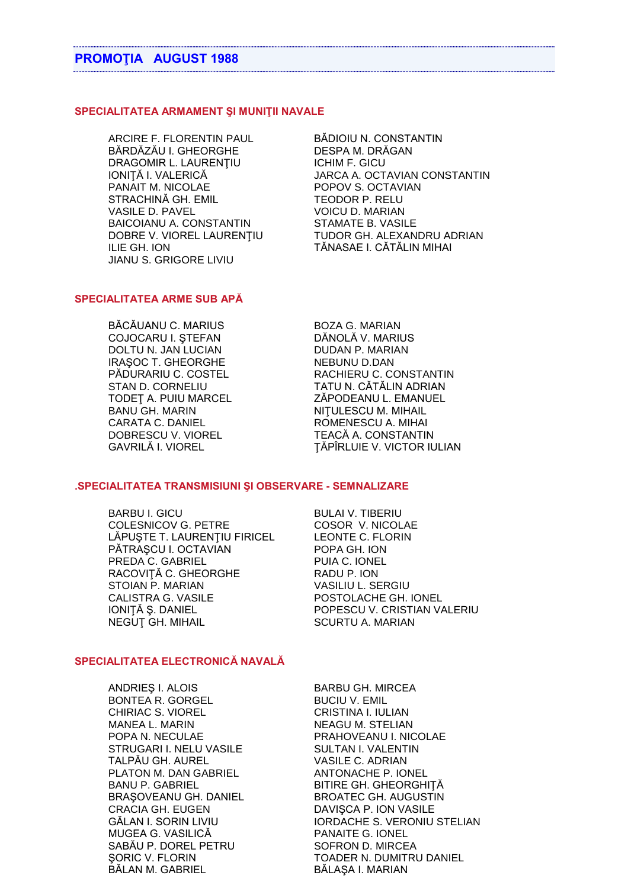## PROMOŢIA AUGUST 1988

### SPECIALITATEA ARMAMENT ŞI MUNIŢII NAVALE

ARCIRE F. FLORENTIN PAUL
BĂRDĂZĂU I. GHEORGHE
DRAGOMIR L. LAURENŢIU
IONIŢĂ I. VALERICĂ
PANAIT M. NICOLAE
STRACHINĂ GH. EMIL
VASILE D. PAVEL
BAICOIANU A. CONSTANTIN
DOBRE V. VIOREL LAURENŢIU
ILIE GH. ION
JIANU S. GRIGORE LIVIU
BĂDIOIU N. CONSTANTIN
DESPA M. DRĂGAN
ICHIM F. GICU
JARCA A. OCTAVIAN CONSTANTIN
POPOV S. OCTAVIAN
TEODOR P. RELU
VOICU D. MARIAN
STAMATE B. VASILE
TUDOR GH. ALEXANDRU ADRIAN
TĂNASAE I. CĂTĂLIN MIHAI

### SPECIALITATEA ARME SUB APĂ

BĂCĂUANU C. MARIUS
COJOCARU I. ŞTEFAN
DOLTU N. JAN LUCIAN
IRAŞOC T. GHEORGHE
PĂDURARIU C. COSTEL
STAN D. CORNELIU
TODEŢ A. PUIU MARCEL
BANU GH. MARIN
CARATA C. DANIEL
DOBRESCU V. VIOREL
GAVRILĂ I. VIOREL
BOZA G. MARIAN
DĂNOLĂ V. MARIUS
DUDAN P. MARIAN
NEBUNU D.DAN
RACHIERU C. CONSTANTIN
TATU N. CĂTĂLIN ADRIAN
ZĂPODEANU L. EMANUEL
NIŢULESCU M. MIHAIL
ROMENESCU A. MIHAI
TEACĂ A. CONSTANTIN
ŢĂPÎRLUIE V. VICTOR IULIAN

### .SPECIALITATEA TRANSMISIUNI ŞI OBSERVARE - SEMNALIZARE

BARBU I. GICU
COLESNICOV G. PETRE
LĂPUŞTE T. LAURENŢIU FIRICEL
PĂTRAŞCU I. OCTAVIAN
PREDA C. GABRIEL
RACOVIŢĂ C. GHEORGHE
STOIAN P. MARIAN
CALISTRA G. VASILE
IONIŢĂ Ş. DANIEL
NEGUŢ GH. MIHAIL
BULAI V. TIBERIU
COSOR V. NICOLAE
LEONTE C. FLORIN
POPA GH. ION
PUIA C. IONEL
RADU P. ION
VASILIU L. SERGIU
POSTOLACHE GH. IONEL
POPESCU V. CRISTIAN VALERIU
SCURTU A. MARIAN

### SPECIALITATEA ELECTRONICĂ NAVALĂ

ANDRIEŞ I. ALOIS
BONTEA R. GORGEL
CHIRIAC S. VIOREL
MANEA L. MARIN
POPA N. NECULAE
STRUGARI I. NELU VASILE
TALPĂU GH. AUREL
PLATON M. DAN GABRIEL
BANU P. GABRIEL
BRAŞOVEANU GH. DANIEL
CRACIA GH. EUGEN
GĂLAN I. SORIN LIVIU
MUGEA G. VASILICĂ
SABĂU P. DOREL PETRU
ŞORIC V. FLORIN
BĂLAN M. GABRIEL
BARBU GH. MIRCEA
BUCIU V. EMIL
CRISTINA I. IULIAN
NEAGU M. STELIAN
PRAHOVEANU I. NICOLAE
SULTAN I. VALENTIN
VASILE C. ADRIAN
ANTONACHE P. IONEL
BITIRE GH. GHEORGHIŢĂ
BROATEC GH. AUGUSTIN
DAVIŞCA P. ION VASILE
IORDACHE S. VERONIU STELIAN
PANAITE G. IONEL
SOFRON D. MIRCEA
TOADER N. DUMITRU DANIEL
BĂLAŞA I. MARIAN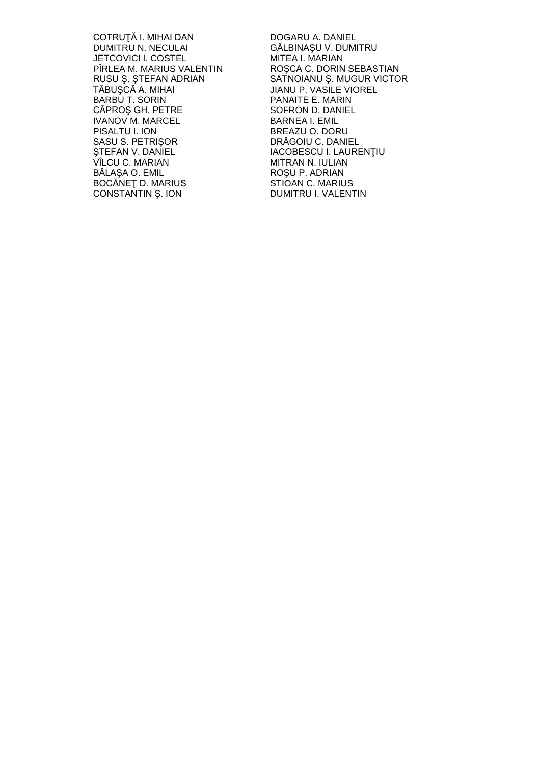COTRUŢĂ I. MIHAI DAN
DUMITRU N. NECULAI
JETCOVICI I. COSTEL
PÎRLEA M. MARIUS VALENTIN
RUSU Ş. ŞTEFAN ADRIAN
TĂBUŞCĂ A. MIHAI
BARBU T. SORIN
CĂPROŞ GH. PETRE
IVANOV M. MARCEL
PISALTU I. ION
SASU S. PETRIŞOR
ŞTEFAN V. DANIEL
VÎLCU C. MARIAN
BĂLAŞA O. EMIL
BOCĂNEŢ D. MARIUS
CONSTANTIN Ş. ION
DOGARU A. DANIEL
GĂLBINAŞU V. DUMITRU
MITEA I. MARIAN
ROŞCA C. DORIN SEBASTIAN
SATNOIANU Ş. MUGUR VICTOR
JIANU P. VASILE VIOREL
PANAITE E. MARIN
SOFRON D. DANIEL
BARNEA I. EMIL
BREAZU O. DORU
DRĂGOIU C. DANIEL
IACOBESCU I. LAURENŢIU
MITRAN N. IULIAN
ROŞU P. ADRIAN
STIOAN C. MARIUS
DUMITRU I. VALENTIN